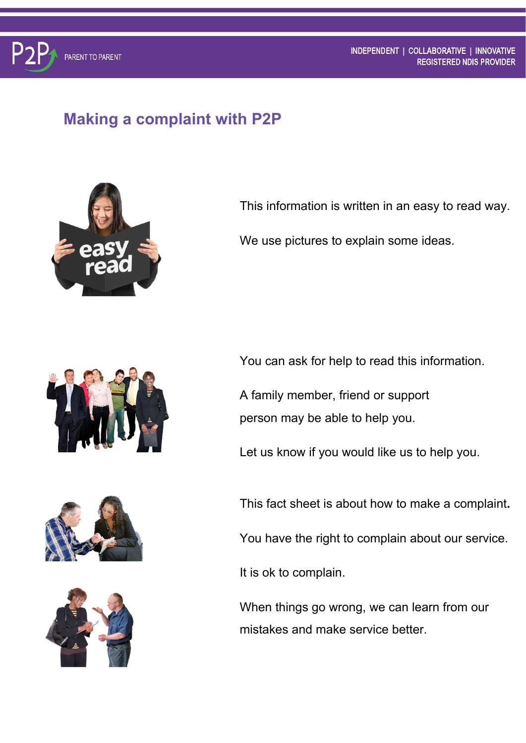# Making a complaint with P2P

This information is written in an easy to read way.

We use pictures to explain some ideas.

You can ask for help to read this information.

A family member, friend or support person may be able to help you.

Let us know if you would like us to help you.

This fact sheet is about how to make a complaint.

You have the right to complain about our service.

It is ok to complain.

When things go wrong, we can learn from our mistakes and make service better.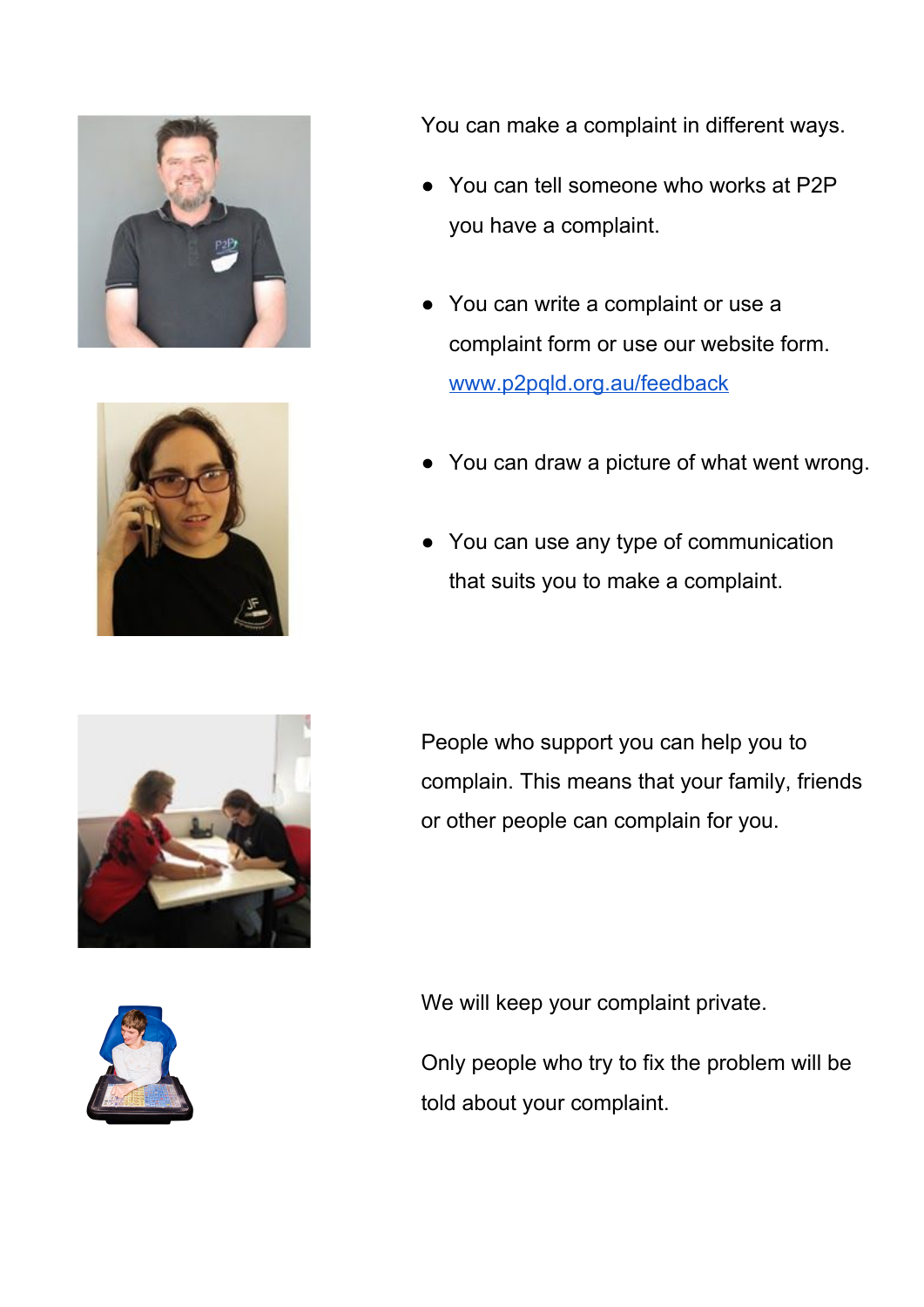You can make a complaint in different ways.

- You can tell someone who works at P2P you have a complaint.
- You can write a complaint or use a complaint form or use our website form. [www.p2pqld.org.au/feedback](http://www.p2pqld.org.au/feedback)
- You can draw a picture of what went wrong.
- You can use any type of communication that suits you to make a complaint.

People who support you can help you to complain. This means that your family, friends or other people can complain for you.

We will keep your complaint private.

Only people who try to fix the problem will be told about your complaint.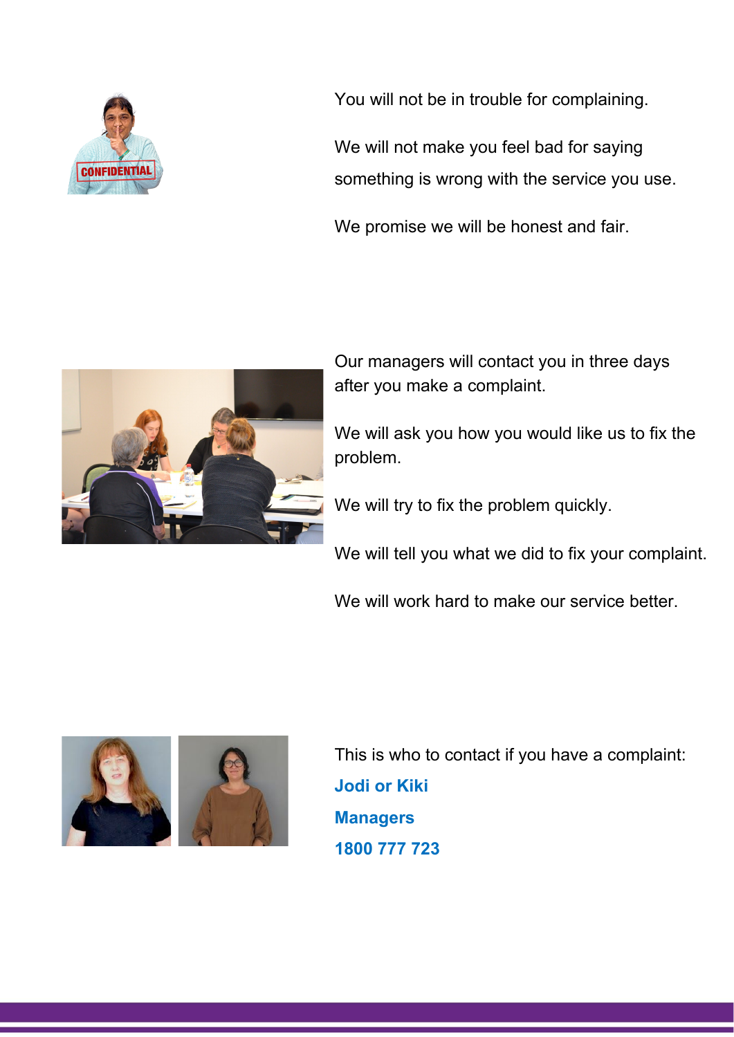You will not be in trouble for complaining.

We will not make you feel bad for saying something is wrong with the service you use.

We promise we will be honest and fair.

Our managers will contact you in three days after you make a complaint.

We will ask you how you would like us to fix the problem.

We will try to fix the problem quickly.

We will tell you what we did to fix your complaint.

We will work hard to make our service better.

This is who to contact if you have a complaint:

**Jodi or Kiki**

**Managers**

**1800 777 723**